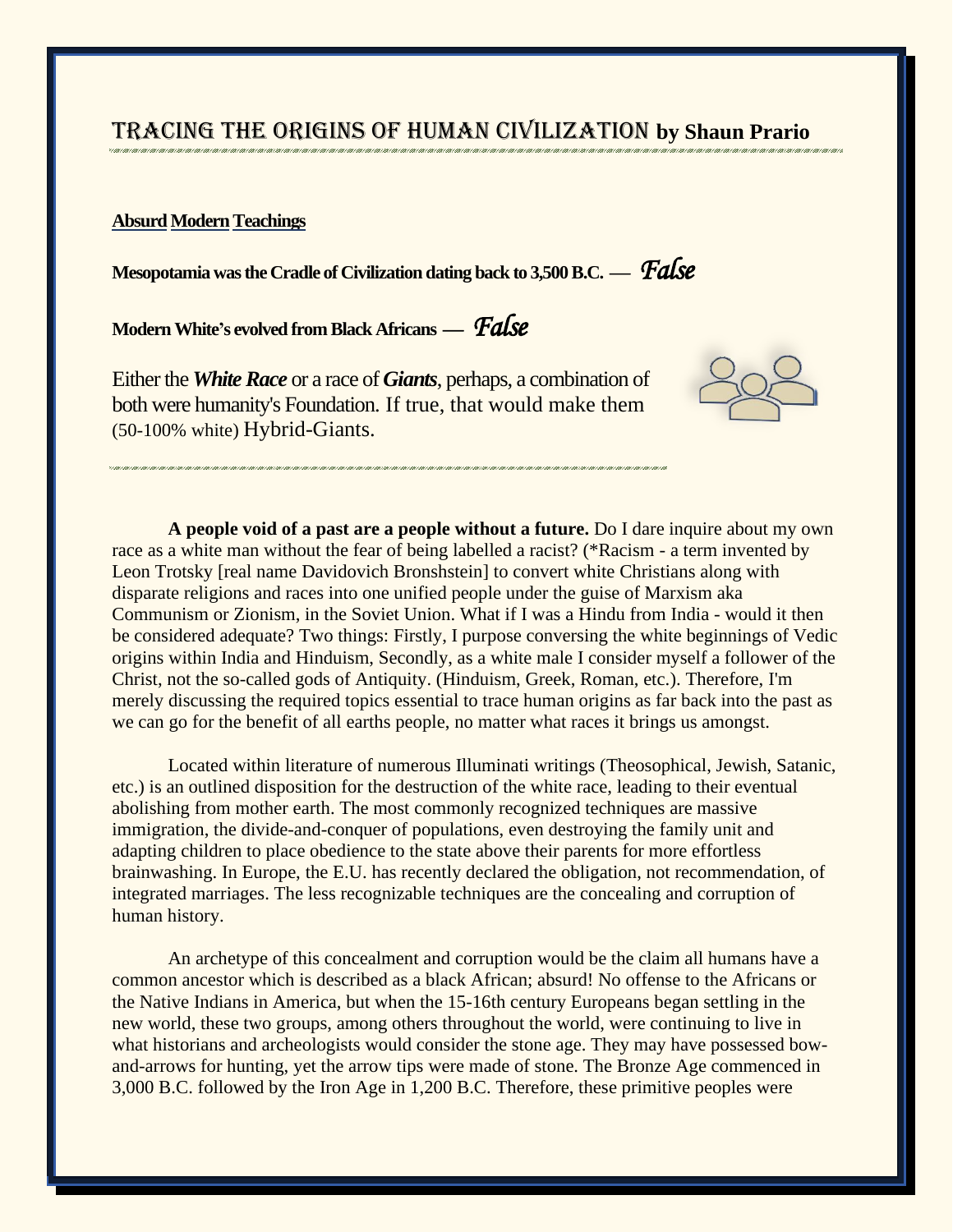# Tracing the Origins of Human Civilization by Shaun Prario

**Absurd Modern Teachings**

**Mesopotamia was the Cradle of Civilization dating back to 3,500 B.C. —** *False*

**Modern White's evolved from Black Africans —** *False*

Either the ***White Race*** or a race of ***Giants***, perhaps, a combination of both were humanity's Foundation. If true, that would make them (50-100% white) Hybrid-Giants.

**A people void of a past are a people without a future.** Do I dare inquire about my own race as a white man without the fear of being labelled a racist? (*Racism - a term invented by Leon Trotsky [real name Davidovich Bronshstein] to convert white Christians along with disparate religions and races into one unified people under the guise of Marxism aka Communism or Zionism, in the Soviet Union. What if I was a Hindu from India - would it then be considered adequate? Two things: Firstly, I purpose conversing the white beginnings of Vedic origins within India and Hinduism, Secondly, as a white male I consider myself a follower of the Christ, not the so-called gods of Antiquity. (Hinduism, Greek, Roman, etc.). Therefore, I'm merely discussing the required topics essential to trace human origins as far back into the past as we can go for the benefit of all earths people, no matter what races it brings us amongst.

Located within literature of numerous Illuminati writings (Theosophical, Jewish, Satanic, etc.) is an outlined disposition for the destruction of the white race, leading to their eventual abolishing from mother earth. The most commonly recognized techniques are massive immigration, the divide-and-conquer of populations, even destroying the family unit and adapting children to place obedience to the state above their parents for more effortless brainwashing. In Europe, the E.U. has recently declared the obligation, not recommendation, of integrated marriages. The less recognizable techniques are the concealing and corruption of human history.

An archetype of this concealment and corruption would be the claim all humans have a common ancestor which is described as a black African; absurd! No offense to the Africans or the Native Indians in America, but when the 15-16th century Europeans began settling in the new world, these two groups, among others throughout the world, were continuing to live in what historians and archeologists would consider the stone age. They may have possessed bow-and-arrows for hunting, yet the arrow tips were made of stone. The Bronze Age commenced in 3,000 B.C. followed by the Iron Age in 1,200 B.C. Therefore, these primitive peoples were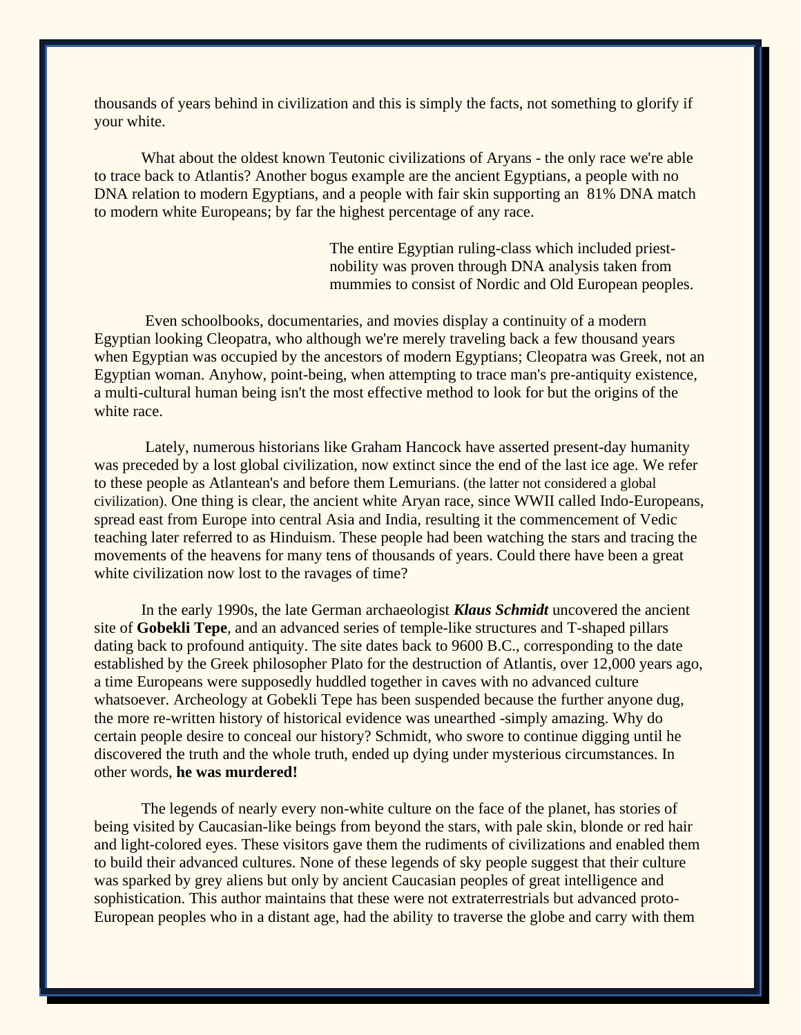thousands of years behind in civilization and this is simply the facts, not something to glorify if your white.

What about the oldest known Teutonic civilizations of Aryans - the only race we're able to trace back to Atlantis? Another bogus example are the ancient Egyptians, a people with no DNA relation to modern Egyptians, and a people with fair skin supporting an 81% DNA match to modern white Europeans; by far the highest percentage of any race.

The entire Egyptian ruling-class which included priest-nobility was proven through DNA analysis taken from mummies to consist of Nordic and Old European peoples.

Even schoolbooks, documentaries, and movies display a continuity of a modern Egyptian looking Cleopatra, who although we're merely traveling back a few thousand years when Egyptian was occupied by the ancestors of modern Egyptians; Cleopatra was Greek, not an Egyptian woman. Anyhow, point-being, when attempting to trace man's pre-antiquity existence, a multi-cultural human being isn't the most effective method to look for but the origins of the white race.

Lately, numerous historians like Graham Hancock have asserted present-day humanity was preceded by a lost global civilization, now extinct since the end of the last ice age. We refer to these people as Atlantean's and before them Lemurians. (the latter not considered a global civilization). One thing is clear, the ancient white Aryan race, since WWII called Indo-Europeans, spread east from Europe into central Asia and India, resulting it the commencement of Vedic teaching later referred to as Hinduism. These people had been watching the stars and tracing the movements of the heavens for many tens of thousands of years. Could there have been a great white civilization now lost to the ravages of time?

In the early 1990s, the late German archaeologist ***Klaus Schmidt*** uncovered the ancient site of **Gobekli Tepe**, and an advanced series of temple-like structures and T-shaped pillars dating back to profound antiquity. The site dates back to 9600 B.C., corresponding to the date established by the Greek philosopher Plato for the destruction of Atlantis, over 12,000 years ago, a time Europeans were supposedly huddled together in caves with no advanced culture whatsoever. Archeology at Gobekli Tepe has been suspended because the further anyone dug, the more re-written history of historical evidence was unearthed -simply amazing. Why do certain people desire to conceal our history? Schmidt, who swore to continue digging until he discovered the truth and the whole truth, ended up dying under mysterious circumstances. In other words, **he was murdered!**

The legends of nearly every non-white culture on the face of the planet, has stories of being visited by Caucasian-like beings from beyond the stars, with pale skin, blonde or red hair and light-colored eyes. These visitors gave them the rudiments of civilizations and enabled them to build their advanced cultures. None of these legends of sky people suggest that their culture was sparked by grey aliens but only by ancient Caucasian peoples of great intelligence and sophistication. This author maintains that these were not extraterrestrials but advanced proto-European peoples who in a distant age, had the ability to traverse the globe and carry with them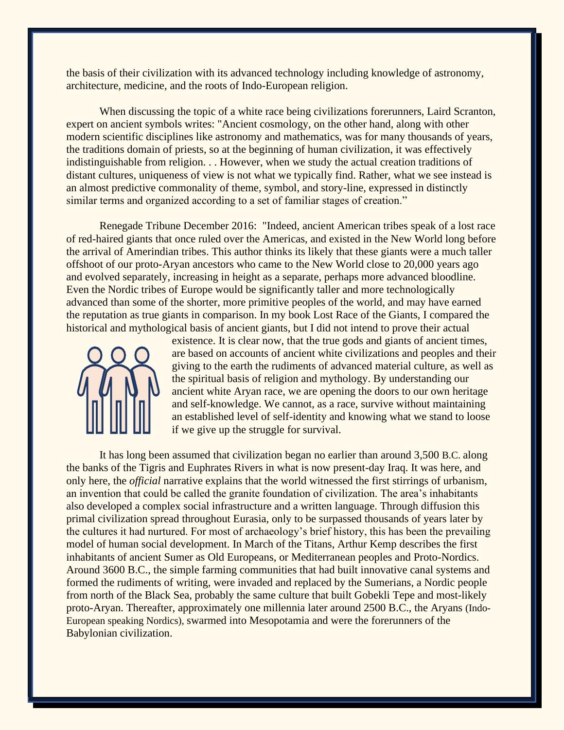the basis of their civilization with its advanced technology including knowledge of astronomy, architecture, medicine, and the roots of Indo-European religion.

When discussing the topic of a white race being civilizations forerunners, Laird Scranton, expert on ancient symbols writes: "Ancient cosmology, on the other hand, along with other modern scientific disciplines like astronomy and mathematics, was for many thousands of years, the traditions domain of priests, so at the beginning of human civilization, it was effectively indistinguishable from religion. . . However, when we study the actual creation traditions of distant cultures, uniqueness of view is not what we typically find. Rather, what we see instead is an almost predictive commonality of theme, symbol, and story-line, expressed in distinctly similar terms and organized according to a set of familiar stages of creation."

Renegade Tribune December 2016: "Indeed, ancient American tribes speak of a lost race of red-haired giants that once ruled over the Americas, and existed in the New World long before the arrival of Amerindian tribes. This author thinks its likely that these giants were a much taller offshoot of our proto-Aryan ancestors who came to the New World close to 20,000 years ago and evolved separately, increasing in height as a separate, perhaps more advanced bloodline. Even the Nordic tribes of Europe would be significantly taller and more technologically advanced than some of the shorter, more primitive peoples of the world, and may have earned the reputation as true giants in comparison. In my book Lost Race of the Giants, I compared the historical and mythological basis of ancient giants, but I did not intend to prove their actual existence. It is clear now, that the true gods and giants of ancient times, are based on accounts of ancient white civilizations and peoples and their giving to the earth the rudiments of advanced material culture, as well as the spiritual basis of religion and mythology. By understanding our ancient white Aryan race, we are opening the doors to our own heritage and self-knowledge. We cannot, as a race, survive without maintaining an established level of self-identity and knowing what we stand to loose if we give up the struggle for survival.

It has long been assumed that civilization began no earlier than around 3,500 B.C. along the banks of the Tigris and Euphrates Rivers in what is now present-day Iraq. It was here, and only here, the *official* narrative explains that the world witnessed the first stirrings of urbanism, an invention that could be called the granite foundation of civilization. The area's inhabitants also developed a complex social infrastructure and a written language. Through diffusion this primal civilization spread throughout Eurasia, only to be surpassed thousands of years later by the cultures it had nurtured. For most of archaeology's brief history, this has been the prevailing model of human social development. In March of the Titans, Arthur Kemp describes the first inhabitants of ancient Sumer as Old Europeans, or Mediterranean peoples and Proto-Nordics. Around 3600 B.C., the simple farming communities that had built innovative canal systems and formed the rudiments of writing, were invaded and replaced by the Sumerians, a Nordic people from north of the Black Sea, probably the same culture that built Gobekli Tepe and most-likely proto-Aryan. Thereafter, approximately one millennia later around 2500 B.C., the Aryans (Indo-European speaking Nordics), swarmed into Mesopotamia and were the forerunners of the Babylonian civilization.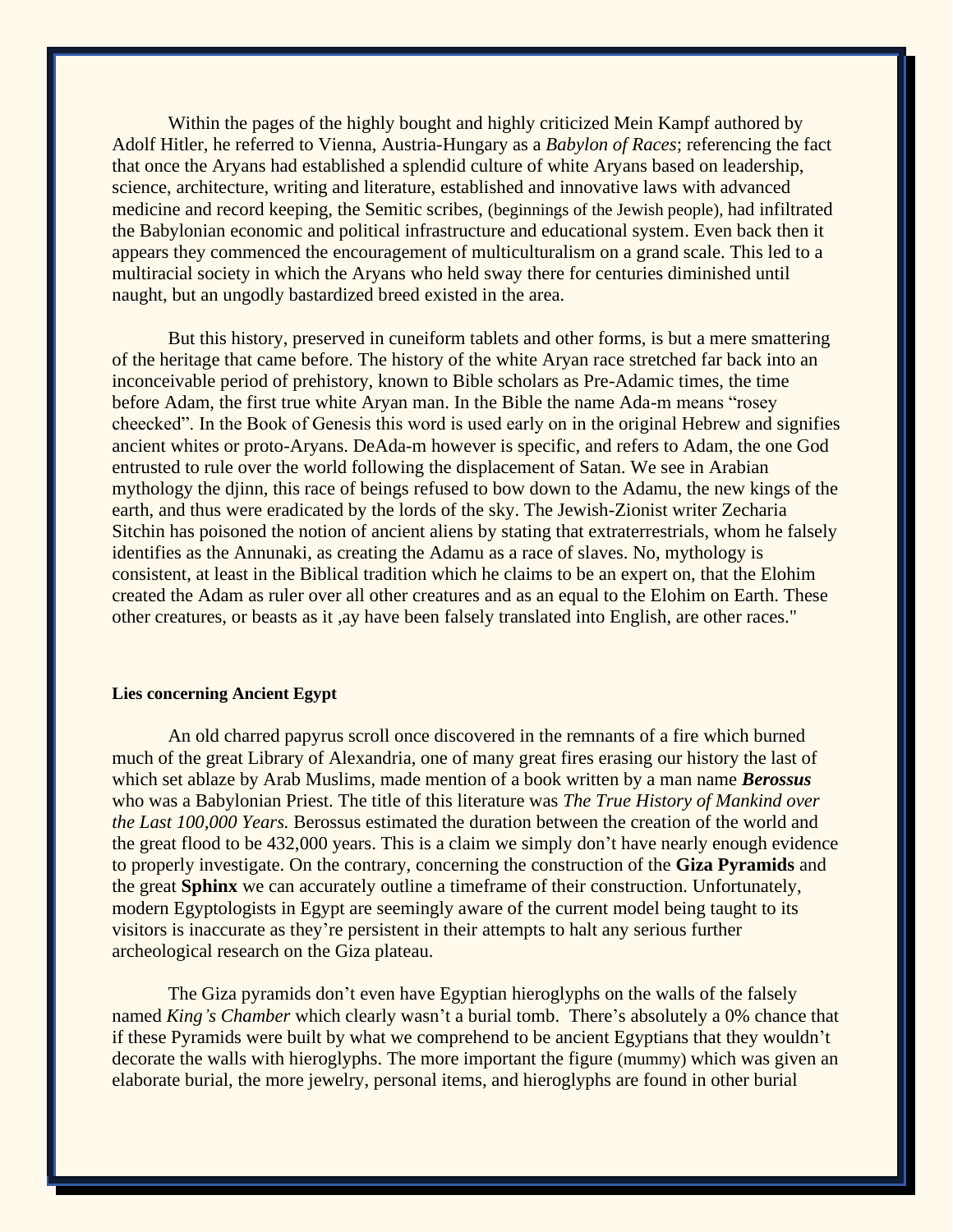Within the pages of the highly bought and highly criticized Mein Kampf authored by Adolf Hitler, he referred to Vienna, Austria-Hungary as a *Babylon of Races*; referencing the fact that once the Aryans had established a splendid culture of white Aryans based on leadership, science, architecture, writing and literature, established and innovative laws with advanced medicine and record keeping, the Semitic scribes, (beginnings of the Jewish people), had infiltrated the Babylonian economic and political infrastructure and educational system. Even back then it appears they commenced the encouragement of multiculturalism on a grand scale. This led to a multiracial society in which the Aryans who held sway there for centuries diminished until naught, but an ungodly bastardized breed existed in the area.

But this history, preserved in cuneiform tablets and other forms, is but a mere smattering of the heritage that came before. The history of the white Aryan race stretched far back into an inconceivable period of prehistory, known to Bible scholars as Pre-Adamic times, the time before Adam, the first true white Aryan man. In the Bible the name Ada-m means "rosey cheecked". In the Book of Genesis this word is used early on in the original Hebrew and signifies ancient whites or proto-Aryans. DeAda-m however is specific, and refers to Adam, the one God entrusted to rule over the world following the displacement of Satan. We see in Arabian mythology the djinn, this race of beings refused to bow down to the Adamu, the new kings of the earth, and thus were eradicated by the lords of the sky. The Jewish-Zionist writer Zecharia Sitchin has poisoned the notion of ancient aliens by stating that extraterrestrials, whom he falsely identifies as the Annunaki, as creating the Adamu as a race of slaves. No, mythology is consistent, at least in the Biblical tradition which he claims to be an expert on, that the Elohim created the Adam as ruler over all other creatures and as an equal to the Elohim on Earth. These other creatures, or beasts as it ,ay have been falsely translated into English, are other races."

**Lies concerning Ancient Egypt**

An old charred papyrus scroll once discovered in the remnants of a fire which burned much of the great Library of Alexandria, one of many great fires erasing our history the last of which set ablaze by Arab Muslims, made mention of a book written by a man name ***Berossus*** who was a Babylonian Priest. The title of this literature was *The True History of Mankind over the Last 100,000 Years.* Berossus estimated the duration between the creation of the world and the great flood to be 432,000 years. This is a claim we simply don't have nearly enough evidence to properly investigate. On the contrary, concerning the construction of the **Giza Pyramids** and the great **Sphinx** we can accurately outline a timeframe of their construction. Unfortunately, modern Egyptologists in Egypt are seemingly aware of the current model being taught to its visitors is inaccurate as they're persistent in their attempts to halt any serious further archeological research on the Giza plateau.

The Giza pyramids don't even have Egyptian hieroglyphs on the walls of the falsely named *King's Chamber* which clearly wasn't a burial tomb. There's absolutely a 0% chance that if these Pyramids were built by what we comprehend to be ancient Egyptians that they wouldn't decorate the walls with hieroglyphs. The more important the figure (mummy) which was given an elaborate burial, the more jewelry, personal items, and hieroglyphs are found in other burial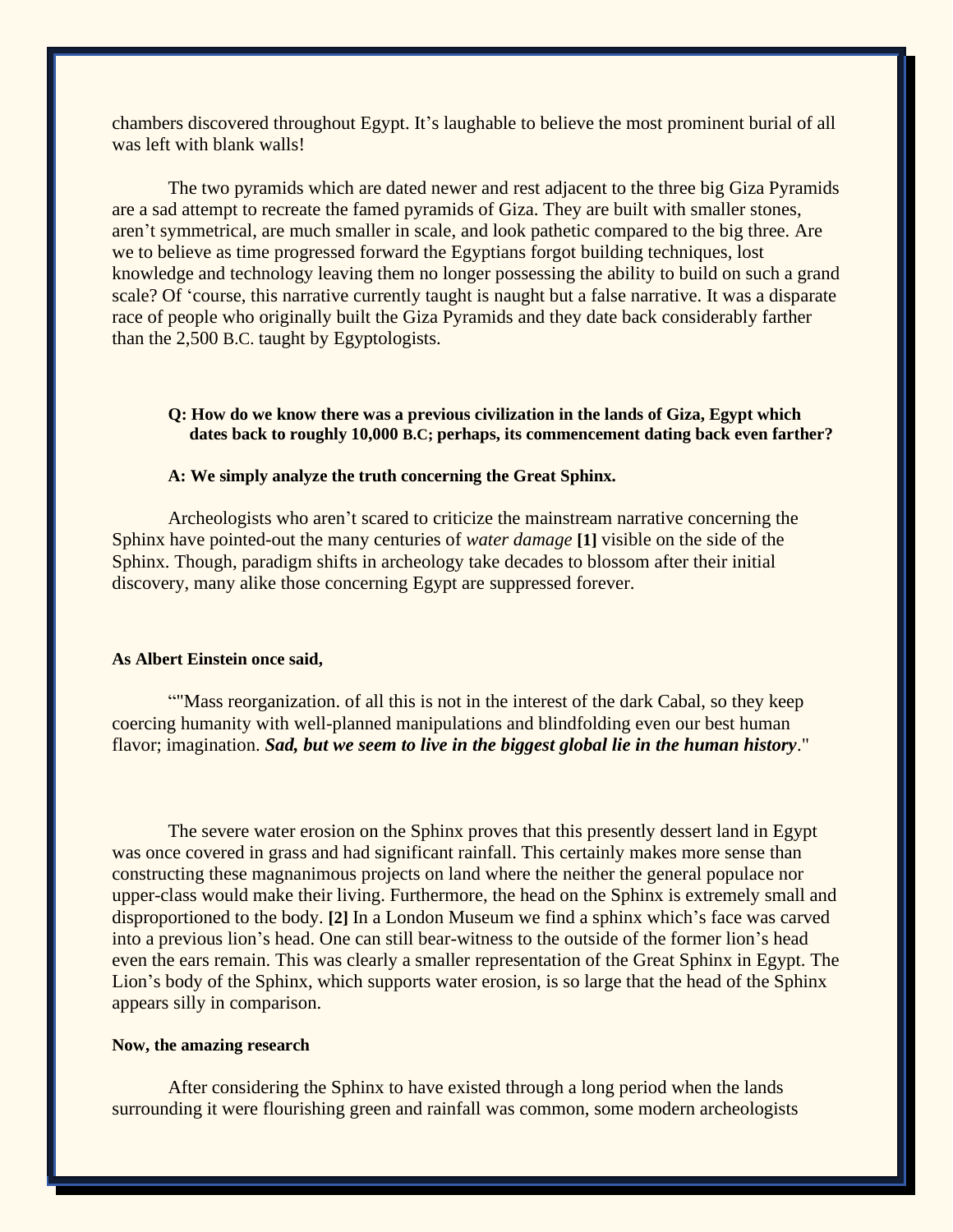chambers discovered throughout Egypt. It's laughable to believe the most prominent burial of all was left with blank walls!

The two pyramids which are dated newer and rest adjacent to the three big Giza Pyramids are a sad attempt to recreate the famed pyramids of Giza. They are built with smaller stones, aren't symmetrical, are much smaller in scale, and look pathetic compared to the big three. Are we to believe as time progressed forward the Egyptians forgot building techniques, lost knowledge and technology leaving them no longer possessing the ability to build on such a grand scale? Of 'course, this narrative currently taught is naught but a false narrative. It was a disparate race of people who originally built the Giza Pyramids and they date back considerably farther than the 2,500 B.C. taught by Egyptologists.

**Q: How do we know there was a previous civilization in the lands of Giza, Egypt which dates back to roughly 10,000 B.C; perhaps, its commencement dating back even farther?**

**A: We simply analyze the truth concerning the Great Sphinx.**

Archeologists who aren't scared to criticize the mainstream narrative concerning the Sphinx have pointed-out the many centuries of *water damage* **[1]** visible on the side of the Sphinx. Though, paradigm shifts in archeology take decades to blossom after their initial discovery, many alike those concerning Egypt are suppressed forever.

**As Albert Einstein once said,**

""Mass reorganization. of all this is not in the interest of the dark Cabal, so they keep coercing humanity with well-planned manipulations and blindfolding even our best human flavor; imagination. ***Sad, but we seem to live in the biggest global lie in the human history***."

The severe water erosion on the Sphinx proves that this presently dessert land in Egypt was once covered in grass and had significant rainfall. This certainly makes more sense than constructing these magnanimous projects on land where the neither the general populace nor upper-class would make their living. Furthermore, the head on the Sphinx is extremely small and disproportioned to the body. **[2]** In a London Museum we find a sphinx which's face was carved into a previous lion's head. One can still bear-witness to the outside of the former lion's head even the ears remain. This was clearly a smaller representation of the Great Sphinx in Egypt. The Lion's body of the Sphinx, which supports water erosion, is so large that the head of the Sphinx appears silly in comparison.

**Now, the amazing research**

After considering the Sphinx to have existed through a long period when the lands surrounding it were flourishing green and rainfall was common, some modern archeologists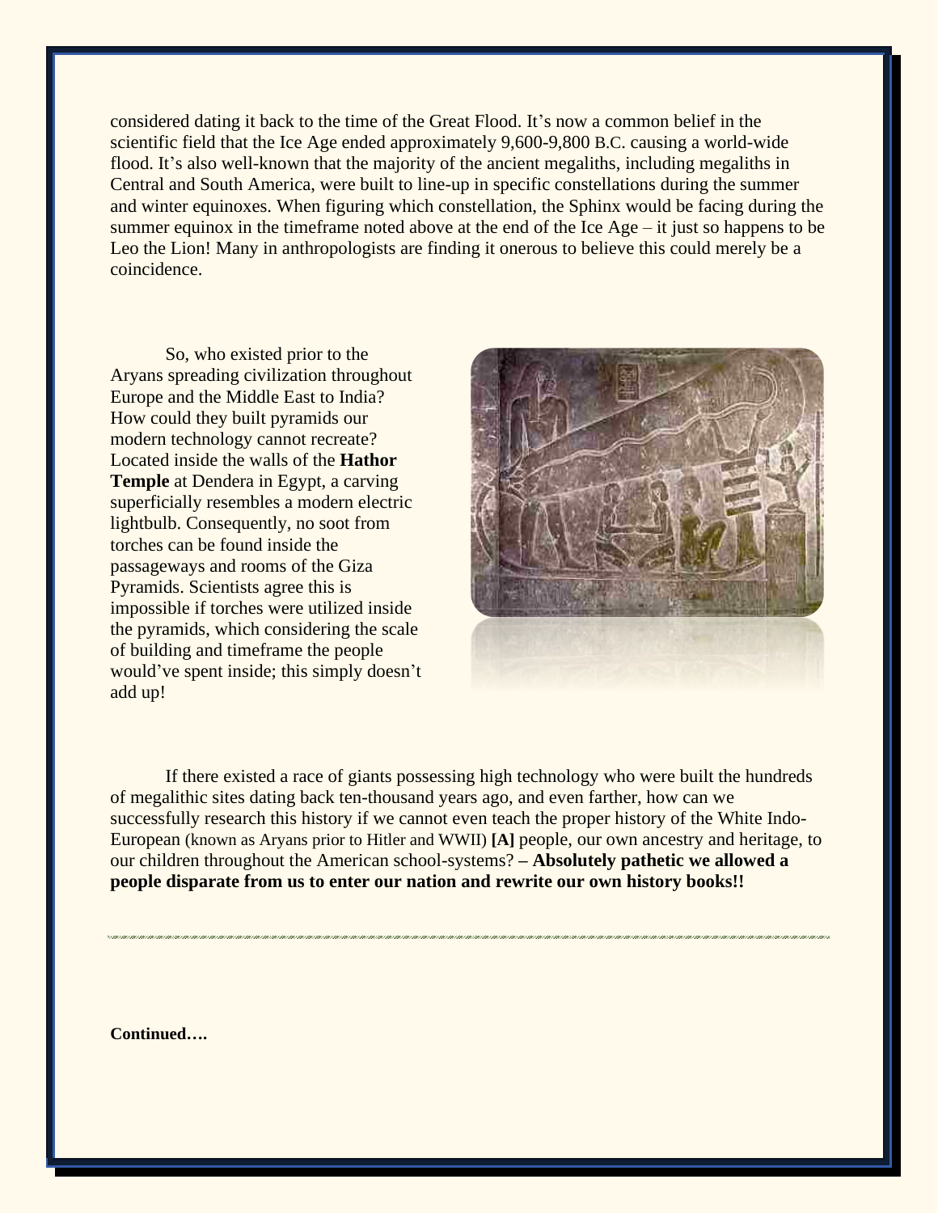considered dating it back to the time of the Great Flood. It's now a common belief in the scientific field that the Ice Age ended approximately 9,600-9,800 B.C. causing a world-wide flood. It's also well-known that the majority of the ancient megaliths, including megaliths in Central and South America, were built to line-up in specific constellations during the summer and winter equinoxes. When figuring which constellation, the Sphinx would be facing during the summer equinox in the timeframe noted above at the end of the Ice Age – it just so happens to be Leo the Lion! Many in anthropologists are finding it onerous to believe this could merely be a coincidence.

So, who existed prior to the Aryans spreading civilization throughout Europe and the Middle East to India? How could they built pyramids our modern technology cannot recreate? Located inside the walls of the **Hathor Temple** at Dendera in Egypt, a carving superficially resembles a modern electric lightbulb. Consequently, no soot from torches can be found inside the passageways and rooms of the Giza Pyramids. Scientists agree this is impossible if torches were utilized inside the pyramids, which considering the scale of building and timeframe the people would've spent inside; this simply doesn't add up!

If there existed a race of giants possessing high technology who were built the hundreds of megalithic sites dating back ten-thousand years ago, and even farther, how can we successfully research this history if we cannot even teach the proper history of the White Indo-European (known as Aryans prior to Hitler and WWII) **[A]** people, our own ancestry and heritage, to our children throughout the American school-systems? – **Absolutely pathetic we allowed a people disparate from us to enter our nation and rewrite our own history books!!**

---

**Continued….**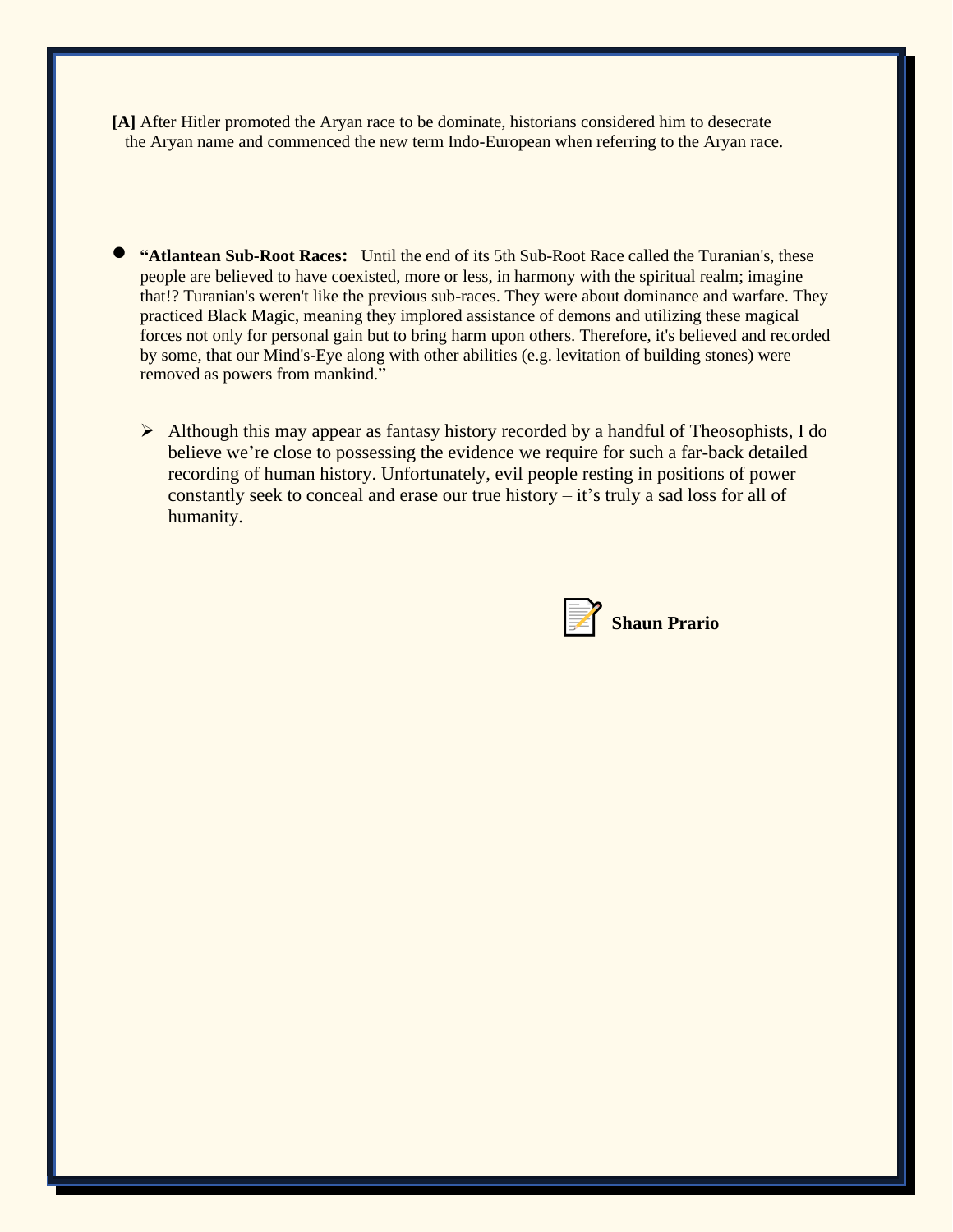**[A]** After Hitler promoted the Aryan race to be dominate, historians considered him to desecrate the Aryan name and commenced the new term Indo-European when referring to the Aryan race.

- **"Atlantean Sub-Root Races:** Until the end of its 5th Sub-Root Race called the Turanian's, these people are believed to have coexisted, more or less, in harmony with the spiritual realm; imagine that!? Turanian's weren't like the previous sub-races. They were about dominance and warfare. They practiced Black Magic, meaning they implored assistance of demons and utilizing these magical forces not only for personal gain but to bring harm upon others. Therefore, it's believed and recorded by some, that our Mind's-Eye along with other abilities (e.g. levitation of building stones) were removed as powers from mankind."

  - Although this may appear as fantasy history recorded by a handful of Theosophists, I do believe we're close to possessing the evidence we require for such a far-back detailed recording of human history. Unfortunately, evil people resting in positions of power constantly seek to conceal and erase our true history – it's truly a sad loss for all of humanity.

**Shaun Prario**